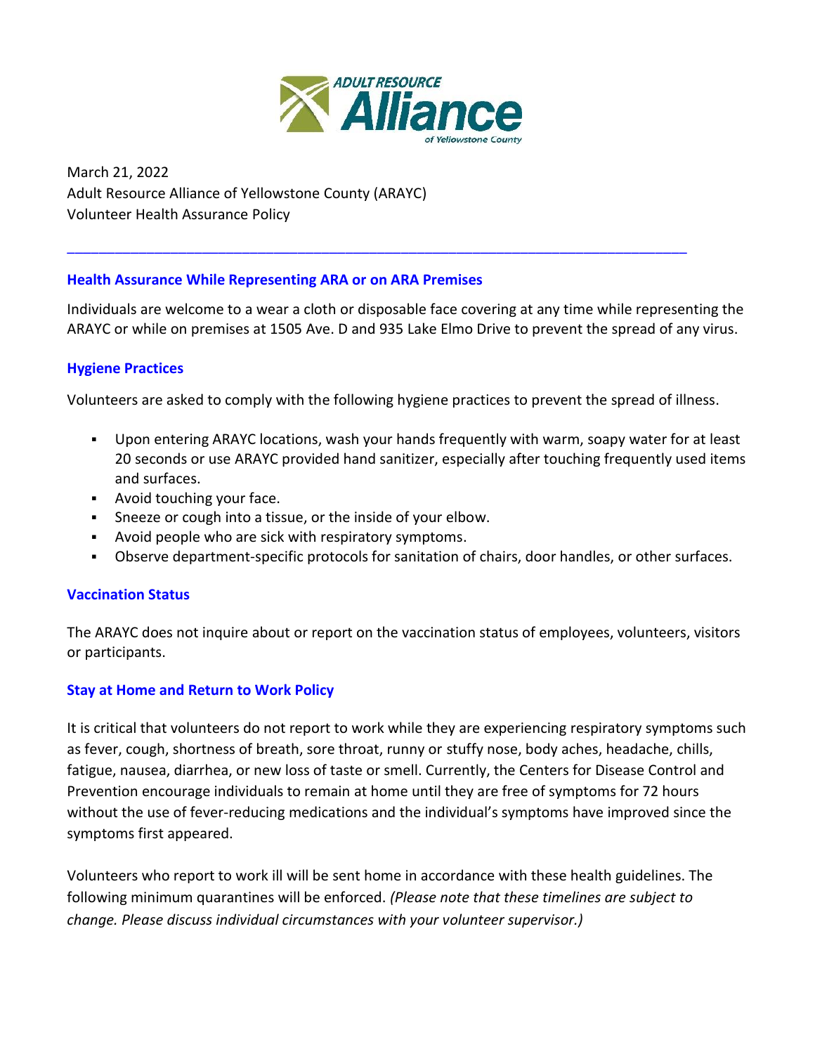March 21, 2022
Adult Resource Alliance of Yellowstone County (ARAYC)
Volunteer Health Assurance Policy

---

## Health Assurance While Representing ARA or on ARA Premises

Individuals are welcome to a wear a cloth or disposable face covering at any time while representing the ARAYC or while on premises at 1505 Ave. D and 935 Lake Elmo Drive to prevent the spread of any virus.

## Hygiene Practices

Volunteers are asked to comply with the following hygiene practices to prevent the spread of illness.

- Upon entering ARAYC locations, wash your hands frequently with warm, soapy water for at least 20 seconds or use ARAYC provided hand sanitizer, especially after touching frequently used items and surfaces.
- Avoid touching your face.
- Sneeze or cough into a tissue, or the inside of your elbow.
- Avoid people who are sick with respiratory symptoms.
- Observe department-specific protocols for sanitation of chairs, door handles, or other surfaces.

## Vaccination Status

The ARAYC does not inquire about or report on the vaccination status of employees, volunteers, visitors or participants.

## Stay at Home and Return to Work Policy

It is critical that volunteers do not report to work while they are experiencing respiratory symptoms such as fever, cough, shortness of breath, sore throat, runny or stuffy nose, body aches, headache, chills, fatigue, nausea, diarrhea, or new loss of taste or smell. Currently, the Centers for Disease Control and Prevention encourage individuals to remain at home until they are free of symptoms for 72 hours without the use of fever-reducing medications and the individual's symptoms have improved since the symptoms first appeared.

Volunteers who report to work ill will be sent home in accordance with these health guidelines. The following minimum quarantines will be enforced. *(Please note that these timelines are subject to change. Please discuss individual circumstances with your volunteer supervisor.)*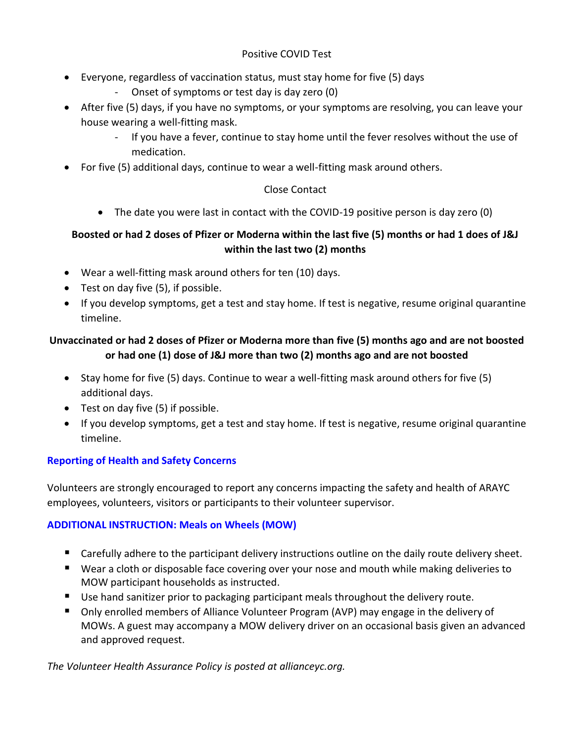Positive COVID Test

- Everyone, regardless of vaccination status, must stay home for five (5) days
  - Onset of symptoms or test day is day zero (0)
- After five (5) days, if you have no symptoms, or your symptoms are resolving, you can leave your house wearing a well-fitting mask.
  - If you have a fever, continue to stay home until the fever resolves without the use of medication.
- For five (5) additional days, continue to wear a well-fitting mask around others.

Close Contact

- The date you were last in contact with the COVID-19 positive person is day zero (0)

**Boosted or had 2 doses of Pfizer or Moderna within the last five (5) months or had 1 does of J&J within the last two (2) months**

- Wear a well-fitting mask around others for ten (10) days.
- Test on day five (5), if possible.
- If you develop symptoms, get a test and stay home. If test is negative, resume original quarantine timeline.

**Unvaccinated or had 2 doses of Pfizer or Moderna more than five (5) months ago and are not boosted or had one (1) dose of J&J more than two (2) months ago and are not boosted**

- Stay home for five (5) days. Continue to wear a well-fitting mask around others for five (5) additional days.
- Test on day five (5) if possible.
- If you develop symptoms, get a test and stay home. If test is negative, resume original quarantine timeline.

### Reporting of Health and Safety Concerns

Volunteers are strongly encouraged to report any concerns impacting the safety and health of ARAYC employees, volunteers, visitors or participants to their volunteer supervisor.

### ADDITIONAL INSTRUCTION: Meals on Wheels (MOW)

- Carefully adhere to the participant delivery instructions outline on the daily route delivery sheet.
- Wear a cloth or disposable face covering over your nose and mouth while making deliveries to MOW participant households as instructed.
- Use hand sanitizer prior to packaging participant meals throughout the delivery route.
- Only enrolled members of Alliance Volunteer Program (AVP) may engage in the delivery of MOWs. A guest may accompany a MOW delivery driver on an occasional basis given an advanced and approved request.

*The Volunteer Health Assurance Policy is posted at allianceyc.org.*